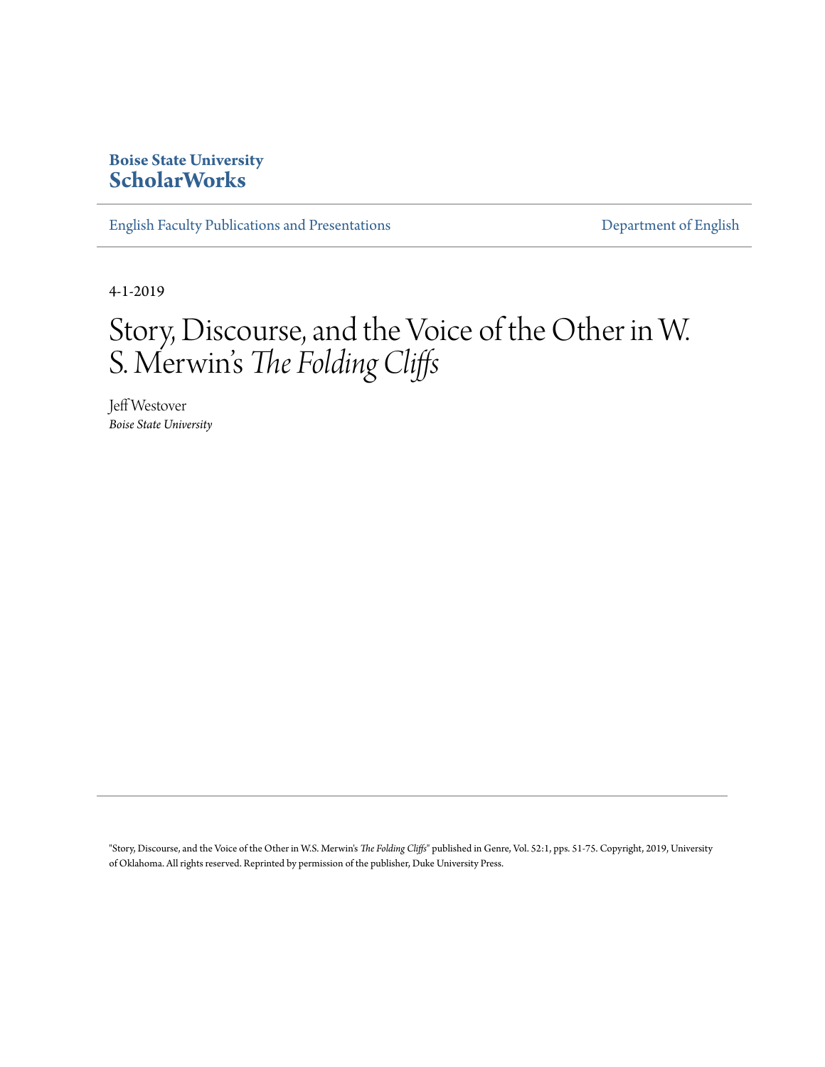**Boise State University**
**ScholarWorks**

English Faculty Publications and Presentations | Department of English

4-1-2019

# Story, Discourse, and the Voice of the Other in W. S. Merwin's *The Folding Cliffs*

Jeff Westover
*Boise State University*

"Story, Discourse, and the Voice of the Other in W.S. Merwin's *The Folding Cliffs*" published in Genre, Vol. 52:1, pps. 51-75. Copyright, 2019, University of Oklahoma. All rights reserved. Reprinted by permission of the publisher, Duke University Press.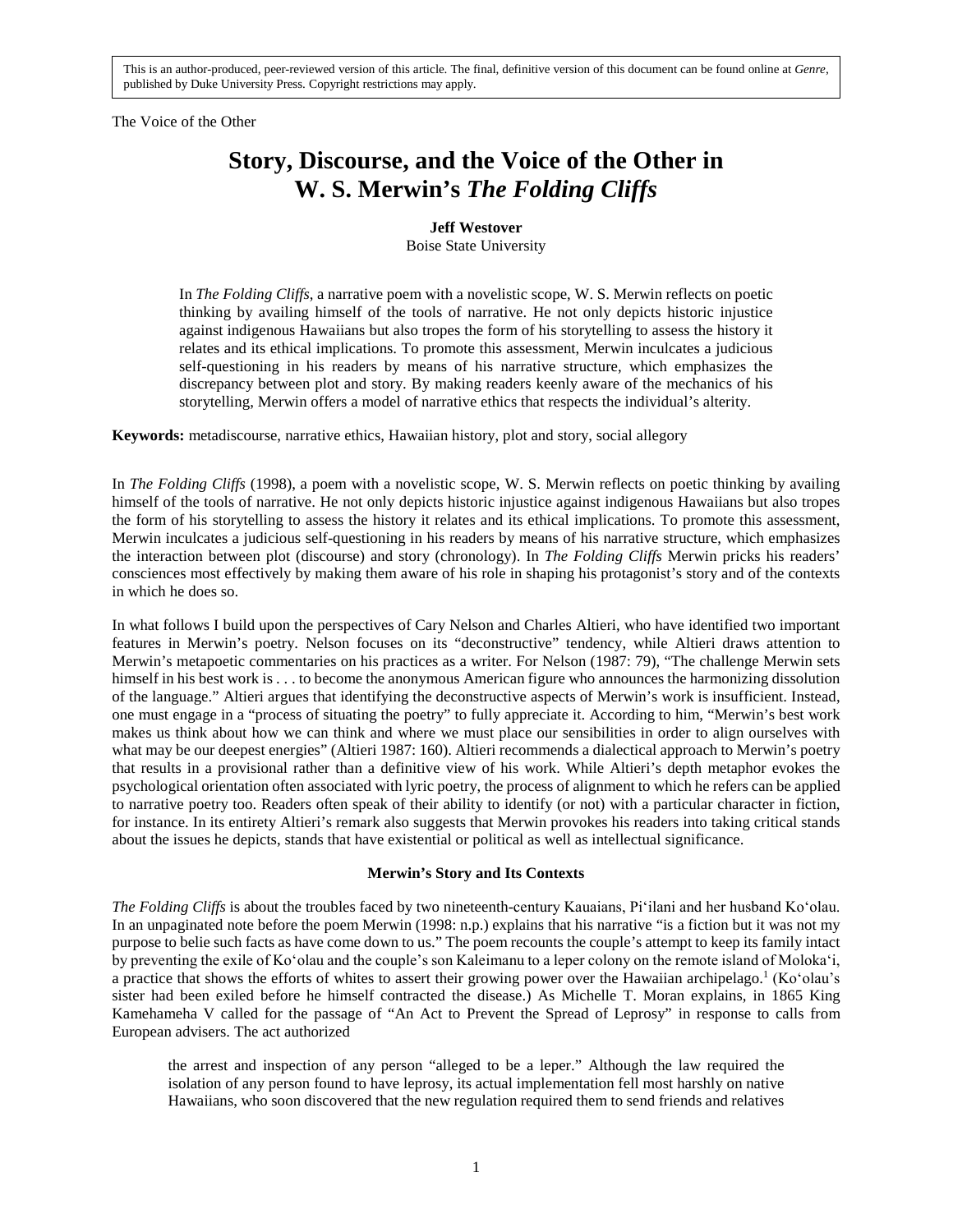This is an author-produced, peer-reviewed version of this article. The final, definitive version of this document can be found online at *Genre*, published by Duke University Press. Copyright restrictions may apply.

# Story, Discourse, and the Voice of the Other in W. S. Merwin's *The Folding Cliffs*

**Jeff Westover**
Boise State University

> In *The Folding Cliffs*, a narrative poem with a novelistic scope, W. S. Merwin reflects on poetic thinking by availing himself of the tools of narrative. He not only depicts historic injustice against indigenous Hawaiians but also tropes the form of his storytelling to assess the history it relates and its ethical implications. To promote this assessment, Merwin inculcates a judicious self-questioning in his readers by means of his narrative structure, which emphasizes the discrepancy between plot and story. By making readers keenly aware of the mechanics of his storytelling, Merwin offers a model of narrative ethics that respects the individual's alterity.

**Keywords:** metadiscourse, narrative ethics, Hawaiian history, plot and story, social allegory

In *The Folding Cliffs* (1998), a poem with a novelistic scope, W. S. Merwin reflects on poetic thinking by availing himself of the tools of narrative. He not only depicts historic injustice against indigenous Hawaiians but also tropes the form of his storytelling to assess the history it relates and its ethical implications. To promote this assessment, Merwin inculcates a judicious self-questioning in his readers by means of his narrative structure, which emphasizes the interaction between plot (discourse) and story (chronology). In *The Folding Cliffs* Merwin pricks his readers' consciences most effectively by making them aware of his role in shaping his protagonist's story and of the contexts in which he does so.

In what follows I build upon the perspectives of Cary Nelson and Charles Altieri, who have identified two important features in Merwin's poetry. Nelson focuses on its "deconstructive" tendency, while Altieri draws attention to Merwin's metapoetic commentaries on his practices as a writer. For Nelson (1987: 79), "The challenge Merwin sets himself in his best work is . . . to become the anonymous American figure who announces the harmonizing dissolution of the language." Altieri argues that identifying the deconstructive aspects of Merwin's work is insufficient. Instead, one must engage in a "process of situating the poetry" to fully appreciate it. According to him, "Merwin's best work makes us think about how we can think and where we must place our sensibilities in order to align ourselves with what may be our deepest energies" (Altieri 1987: 160). Altieri recommends a dialectical approach to Merwin's poetry that results in a provisional rather than a definitive view of his work. While Altieri's depth metaphor evokes the psychological orientation often associated with lyric poetry, the process of alignment to which he refers can be applied to narrative poetry too. Readers often speak of their ability to identify (or not) with a particular character in fiction, for instance. In its entirety Altieri's remark also suggests that Merwin provokes his readers into taking critical stands about the issues he depicts, stands that have existential or political as well as intellectual significance.

### Merwin's Story and Its Contexts

*The Folding Cliffs* is about the troubles faced by two nineteenth-century Kauaians, Piʻilani and her husband Koʻolau. In an unpaginated note before the poem Merwin (1998: n.p.) explains that his narrative "is a fiction but it was not my purpose to belie such facts as have come down to us." The poem recounts the couple's attempt to keep its family intact by preventing the exile of Koʻolau and the couple's son Kaleimanu to a leper colony on the remote island of Molokaʻi, a practice that shows the efforts of whites to assert their growing power over the Hawaiian archipelago.[1] (Koʻolau's sister had been exiled before he himself contracted the disease.) As Michelle T. Moran explains, in 1865 King Kamehameha V called for the passage of "An Act to Prevent the Spread of Leprosy" in response to calls from European advisers. The act authorized

> the arrest and inspection of any person "alleged to be a leper." Although the law required the isolation of any person found to have leprosy, its actual implementation fell most harshly on native Hawaiians, who soon discovered that the new regulation required them to send friends and relatives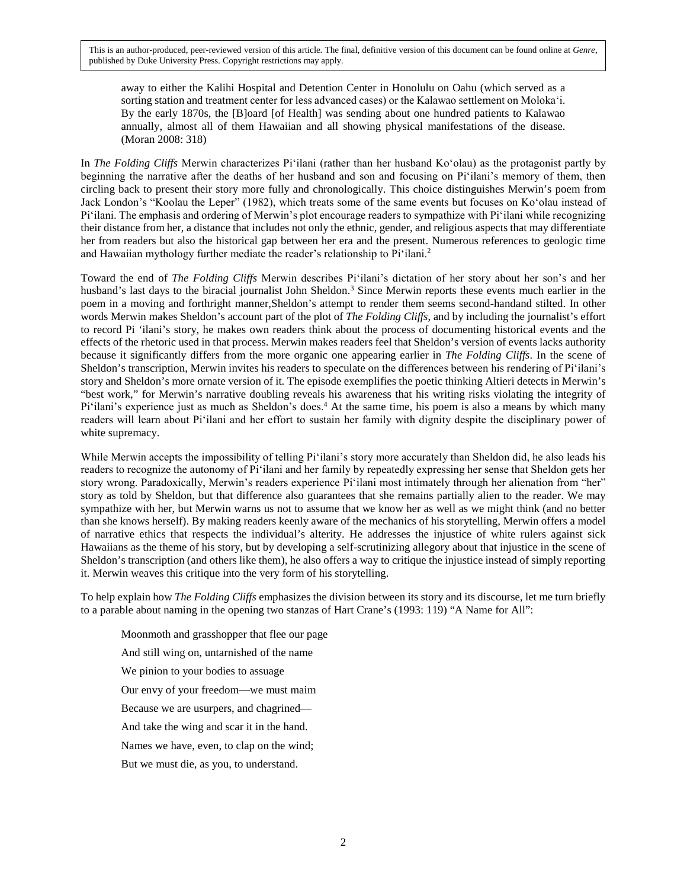> away to either the Kalihi Hospital and Detention Center in Honolulu on Oahu (which served as a sorting station and treatment center for less advanced cases) or the Kalawao settlement on Moloka‘i. By the early 1870s, the [B]oard [of Health] was sending about one hundred patients to Kalawao annually, almost all of them Hawaiian and all showing physical manifestations of the disease. (Moran 2008: 318)

In *The Folding Cliffs* Merwin characterizes Pi‘ilani (rather than her husband Ko‘olau) as the protagonist partly by beginning the narrative after the deaths of her husband and son and focusing on Pi‘ilani's memory of them, then circling back to present their story more fully and chronologically. This choice distinguishes Merwin's poem from Jack London's "Koolau the Leper" (1982), which treats some of the same events but focuses on Ko‘olau instead of Pi‘ilani. The emphasis and ordering of Merwin's plot encourage readers to sympathize with Pi‘ilani while recognizing their distance from her, a distance that includes not only the ethnic, gender, and religious aspects that may differentiate her from readers but also the historical gap between her era and the present. Numerous references to geologic time and Hawaiian mythology further mediate the reader's relationship to Pi‘ilani.[2]

Toward the end of *The Folding Cliffs* Merwin describes Pi‘ilani's dictation of her story about her son's and her husband's last days to the biracial journalist John Sheldon.[3] Since Merwin reports these events much earlier in the poem in a moving and forthright manner,Sheldon's attempt to render them seems second-handand stilted. In other words Merwin makes Sheldon's account part of the plot of *The Folding Cliffs*, and by including the journalist's effort to record Pi ‘ilani's story, he makes own readers think about the process of documenting historical events and the effects of the rhetoric used in that process. Merwin makes readers feel that Sheldon's version of events lacks authority because it significantly differs from the more organic one appearing earlier in *The Folding Cliffs*. In the scene of Sheldon's transcription, Merwin invites his readers to speculate on the differences between his rendering of Pi‘ilani's story and Sheldon's more ornate version of it. The episode exemplifies the poetic thinking Altieri detects in Merwin's "best work," for Merwin's narrative doubling reveals his awareness that his writing risks violating the integrity of Pi‘ilani's experience just as much as Sheldon's does.[4] At the same time, his poem is also a means by which many readers will learn about Pi‘ilani and her effort to sustain her family with dignity despite the disciplinary power of white supremacy.

While Merwin accepts the impossibility of telling Pi‘ilani's story more accurately than Sheldon did, he also leads his readers to recognize the autonomy of Pi‘ilani and her family by repeatedly expressing her sense that Sheldon gets her story wrong. Paradoxically, Merwin's readers experience Pi‘ilani most intimately through her alienation from "her" story as told by Sheldon, but that difference also guarantees that she remains partially alien to the reader. We may sympathize with her, but Merwin warns us not to assume that we know her as well as we might think (and no better than she knows herself). By making readers keenly aware of the mechanics of his storytelling, Merwin offers a model of narrative ethics that respects the individual's alterity. He addresses the injustice of white rulers against sick Hawaiians as the theme of his story, but by developing a self-scrutinizing allegory about that injustice in the scene of Sheldon's transcription (and others like them), he also offers a way to critique the injustice instead of simply reporting it. Merwin weaves this critique into the very form of his storytelling.

To help explain how *The Folding Cliffs* emphasizes the division between its story and its discourse, let me turn briefly to a parable about naming in the opening two stanzas of Hart Crane's (1993: 119) "A Name for All":

> Moonmoth and grasshopper that flee our page
>
> And still wing on, untarnished of the name
>
> We pinion to your bodies to assuage
>
> Our envy of your freedom—we must maim
>
> Because we are usurpers, and chagrined—
>
> And take the wing and scar it in the hand.
>
> Names we have, even, to clap on the wind;
>
> But we must die, as you, to understand.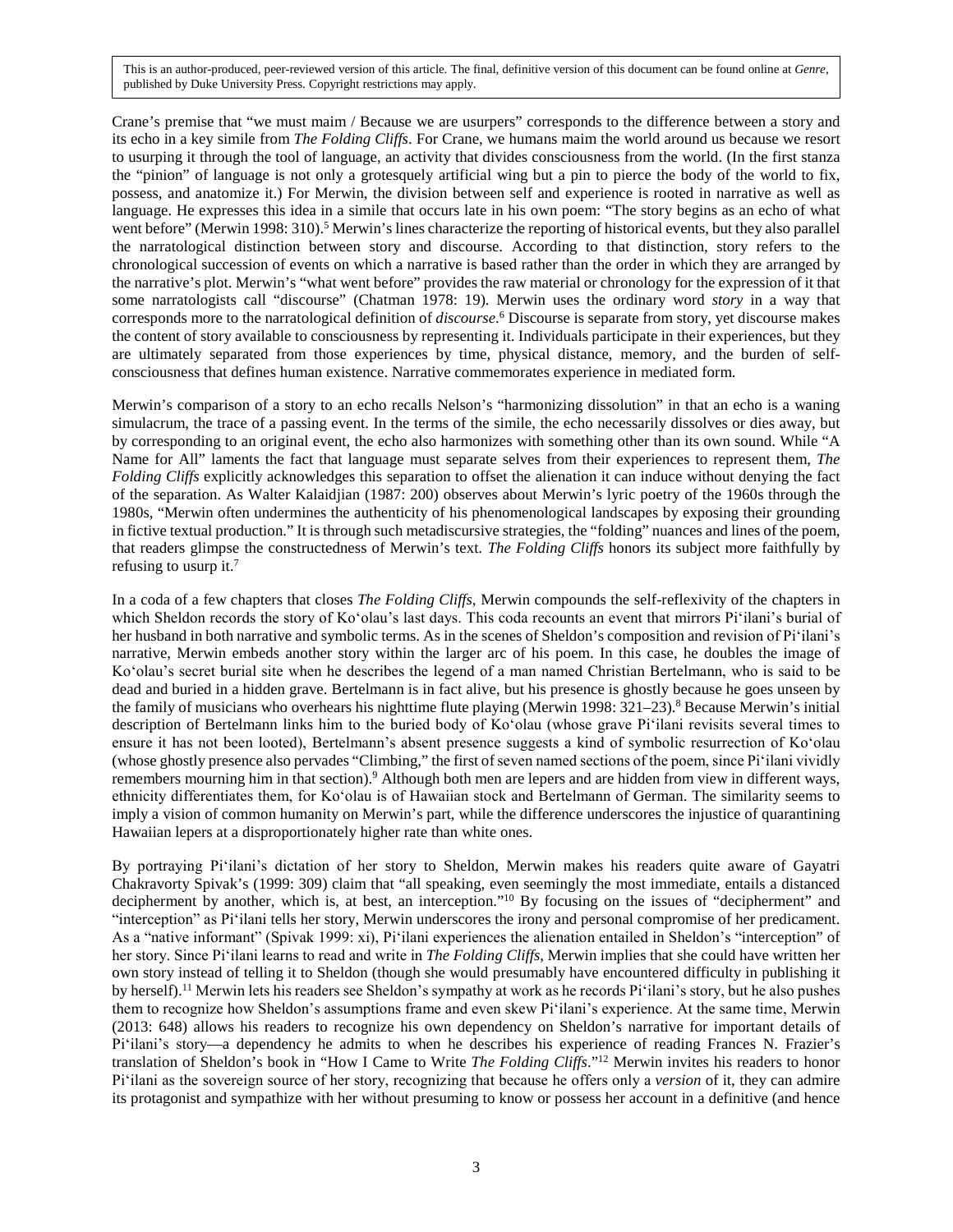Crane's premise that "we must maim / Because we are usurpers" corresponds to the difference between a story and its echo in a key simile from *The Folding Cliffs*. For Crane, we humans maim the world around us because we resort to usurping it through the tool of language, an activity that divides consciousness from the world. (In the first stanza the "pinion" of language is not only a grotesquely artificial wing but a pin to pierce the body of the world to fix, possess, and anatomize it.) For Merwin, the division between self and experience is rooted in narrative as well as language. He expresses this idea in a simile that occurs late in his own poem: "The story begins as an echo of what went before" (Merwin 1998: 310).[5] Merwin's lines characterize the reporting of historical events, but they also parallel the narratological distinction between story and discourse. According to that distinction, story refers to the chronological succession of events on which a narrative is based rather than the order in which they are arranged by the narrative's plot. Merwin's "what went before" provides the raw material or chronology for the expression of it that some narratologists call "discourse" (Chatman 1978: 19). Merwin uses the ordinary word *story* in a way that corresponds more to the narratological definition of *discourse*.[6] Discourse is separate from story, yet discourse makes the content of story available to consciousness by representing it. Individuals participate in their experiences, but they are ultimately separated from those experiences by time, physical distance, memory, and the burden of self-consciousness that defines human existence. Narrative commemorates experience in mediated form.

Merwin's comparison of a story to an echo recalls Nelson's "harmonizing dissolution" in that an echo is a waning simulacrum, the trace of a passing event. In the terms of the simile, the echo necessarily dissolves or dies away, but by corresponding to an original event, the echo also harmonizes with something other than its own sound. While "A Name for All" laments the fact that language must separate selves from their experiences to represent them, *The Folding Cliffs* explicitly acknowledges this separation to offset the alienation it can induce without denying the fact of the separation. As Walter Kalaidjian (1987: 200) observes about Merwin's lyric poetry of the 1960s through the 1980s, "Merwin often undermines the authenticity of his phenomenological landscapes by exposing their grounding in fictive textual production." It is through such metadiscursive strategies, the "folding" nuances and lines of the poem, that readers glimpse the constructedness of Merwin's text. *The Folding Cliffs* honors its subject more faithfully by refusing to usurp it.[7]

In a coda of a few chapters that closes *The Folding Cliffs*, Merwin compounds the self-reflexivity of the chapters in which Sheldon records the story of Ko'olau's last days. This coda recounts an event that mirrors Pi'ilani's burial of her husband in both narrative and symbolic terms. As in the scenes of Sheldon's composition and revision of Pi'ilani's narrative, Merwin embeds another story within the larger arc of his poem. In this case, he doubles the image of Ko'olau's secret burial site when he describes the legend of a man named Christian Bertelmann, who is said to be dead and buried in a hidden grave. Bertelmann is in fact alive, but his presence is ghostly because he goes unseen by the family of musicians who overhears his nighttime flute playing (Merwin 1998: 321–23).[8] Because Merwin's initial description of Bertelmann links him to the buried body of Ko'olau (whose grave Pi'ilani revisits several times to ensure it has not been looted), Bertelmann's absent presence suggests a kind of symbolic resurrection of Ko'olau (whose ghostly presence also pervades "Climbing," the first of seven named sections of the poem, since Pi'ilani vividly remembers mourning him in that section).[9] Although both men are lepers and are hidden from view in different ways, ethnicity differentiates them, for Ko'olau is of Hawaiian stock and Bertelmann of German. The similarity seems to imply a vision of common humanity on Merwin's part, while the difference underscores the injustice of quarantining Hawaiian lepers at a disproportionately higher rate than white ones.

By portraying Pi'ilani's dictation of her story to Sheldon, Merwin makes his readers quite aware of Gayatri Chakravorty Spivak's (1999: 309) claim that "all speaking, even seemingly the most immediate, entails a distanced decipherment by another, which is, at best, an interception."[10] By focusing on the issues of "decipherment" and "interception" as Pi'ilani tells her story, Merwin underscores the irony and personal compromise of her predicament. As a "native informant" (Spivak 1999: xi), Pi'ilani experiences the alienation entailed in Sheldon's "interception" of her story. Since Pi'ilani learns to read and write in *The Folding Cliffs,* Merwin implies that she could have written her own story instead of telling it to Sheldon (though she would presumably have encountered difficulty in publishing it by herself).[11] Merwin lets his readers see Sheldon's sympathy at work as he records Pi'ilani's story, but he also pushes them to recognize how Sheldon's assumptions frame and even skew Pi'ilani's experience. At the same time, Merwin (2013: 648) allows his readers to recognize his own dependency on Sheldon's narrative for important details of Pi'ilani's story—a dependency he admits to when he describes his experience of reading Frances N. Frazier's translation of Sheldon's book in "How I Came to Write *The Folding Cliffs*."[12] Merwin invites his readers to honor Pi'ilani as the sovereign source of her story, recognizing that because he offers only a *version* of it, they can admire its protagonist and sympathize with her without presuming to know or possess her account in a definitive (and hence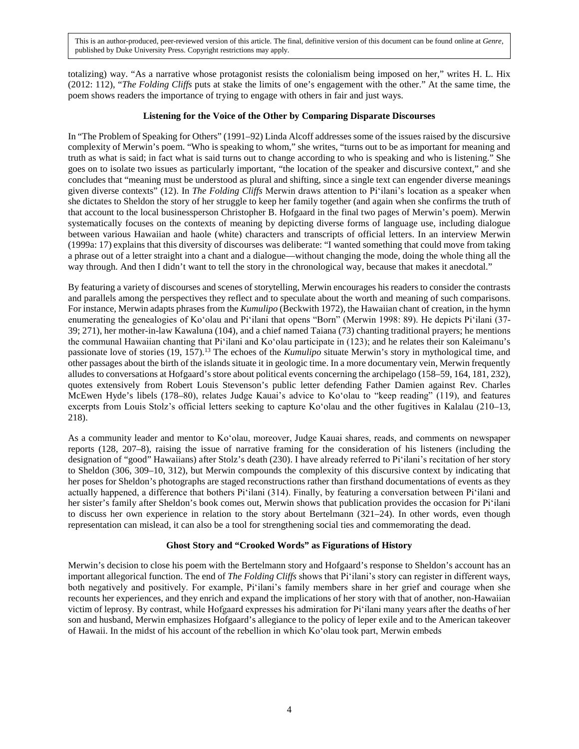totalizing) way. "As a narrative whose protagonist resists the colonialism being imposed on her," writes H. L. Hix (2012: 112), "*The Folding Cliffs* puts at stake the limits of one's engagement with the other." At the same time, the poem shows readers the importance of trying to engage with others in fair and just ways.

### Listening for the Voice of the Other by Comparing Disparate Discourses

In "The Problem of Speaking for Others" (1991–92) Linda Alcoff addresses some of the issues raised by the discursive complexity of Merwin's poem. "Who is speaking to whom," she writes, "turns out to be as important for meaning and truth as what is said; in fact what is said turns out to change according to who is speaking and who is listening." She goes on to isolate two issues as particularly important, "the location of the speaker and discursive context," and she concludes that "meaning must be understood as plural and shifting, since a single text can engender diverse meanings given diverse contexts" (12). In *The Folding Cliffs* Merwin draws attention to Pi'ilani's location as a speaker when she dictates to Sheldon the story of her struggle to keep her family together (and again when she confirms the truth of that account to the local businessperson Christopher B. Hofgaard in the final two pages of Merwin's poem). Merwin systematically focuses on the contexts of meaning by depicting diverse forms of language use, including dialogue between various Hawaiian and haole (white) characters and transcripts of official letters. In an interview Merwin (1999a: 17) explains that this diversity of discourses was deliberate: "I wanted something that could move from taking a phrase out of a letter straight into a chant and a dialogue—without changing the mode, doing the whole thing all the way through. And then I didn't want to tell the story in the chronological way, because that makes it anecdotal."

By featuring a variety of discourses and scenes of storytelling, Merwin encourages his readers to consider the contrasts and parallels among the perspectives they reflect and to speculate about the worth and meaning of such comparisons. For instance, Merwin adapts phrases from the *Kumulipo* (Beckwith 1972), the Hawaiian chant of creation, in the hymn enumerating the genealogies of Ko'olau and Pi'ilani that opens "Born" (Merwin 1998: 89). He depicts Pi'ilani (37-39; 271), her mother-in-law Kawaluna (104), and a chief named Taiana (73) chanting traditional prayers; he mentions the communal Hawaiian chanting that Pi'ilani and Ko'olau participate in (123); and he relates their son Kaleimanu's passionate love of stories (19, 157).[13] The echoes of the *Kumulipo* situate Merwin's story in mythological time, and other passages about the birth of the islands situate it in geologic time. In a more documentary vein, Merwin frequently alludes to conversations at Hofgaard's store about political events concerning the archipelago (158–59, 164, 181, 232), quotes extensively from Robert Louis Stevenson's public letter defending Father Damien against Rev. Charles McEwen Hyde's libels (178–80), relates Judge Kauai's advice to Ko'olau to "keep reading" (119), and features excerpts from Louis Stolz's official letters seeking to capture Ko'olau and the other fugitives in Kalalau (210–13, 218).

As a community leader and mentor to Ko'olau, moreover, Judge Kauai shares, reads, and comments on newspaper reports (128, 207–8), raising the issue of narrative framing for the consideration of his listeners (including the designation of "good" Hawaiians) after Stolz's death (230). I have already referred to Pi'ilani's recitation of her story to Sheldon (306, 309–10, 312), but Merwin compounds the complexity of this discursive context by indicating that her poses for Sheldon's photographs are staged reconstructions rather than firsthand documentations of events as they actually happened, a difference that bothers Pi'ilani (314). Finally, by featuring a conversation between Pi'ilani and her sister's family after Sheldon's book comes out, Merwin shows that publication provides the occasion for Pi'ilani to discuss her own experience in relation to the story about Bertelmann (321–24). In other words, even though representation can mislead, it can also be a tool for strengthening social ties and commemorating the dead.

### Ghost Story and "Crooked Words" as Figurations of History

Merwin's decision to close his poem with the Bertelmann story and Hofgaard's response to Sheldon's account has an important allegorical function. The end of *The Folding Cliffs* shows that Pi'ilani's story can register in different ways, both negatively and positively. For example, Pi'ilani's family members share in her grief and courage when she recounts her experiences, and they enrich and expand the implications of her story with that of another, non-Hawaiian victim of leprosy. By contrast, while Hofgaard expresses his admiration for Pi'ilani many years after the deaths of her son and husband, Merwin emphasizes Hofgaard's allegiance to the policy of leper exile and to the American takeover of Hawaii. In the midst of his account of the rebellion in which Ko'olau took part, Merwin embeds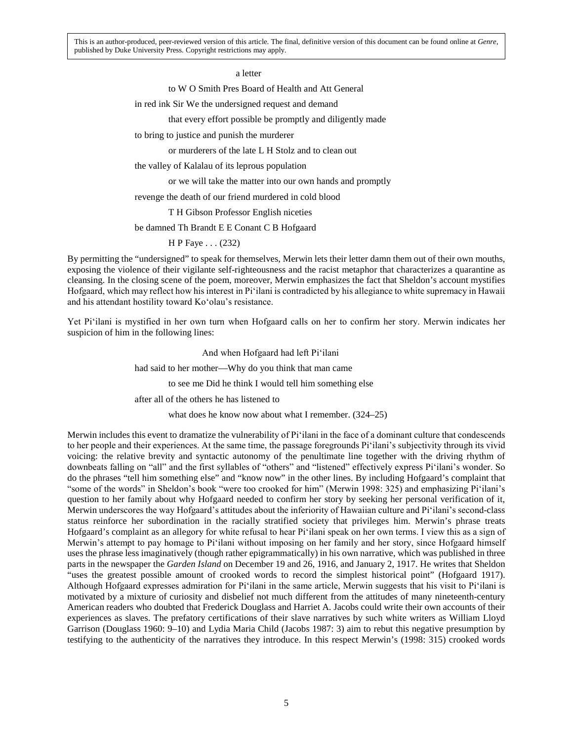a letter

to W O Smith Pres Board of Health and Att General

in red ink Sir We the undersigned request and demand

that every effort possible be promptly and diligently made

to bring to justice and punish the murderer

or murderers of the late L H Stolz and to clean out

the valley of Kalalau of its leprous population

or we will take the matter into our own hands and promptly

revenge the death of our friend murdered in cold blood

T H Gibson Professor English niceties

be damned Th Brandt E E Conant C B Hofgaard

H P Faye . . . (232)

By permitting the "undersigned" to speak for themselves, Merwin lets their letter damn them out of their own mouths, exposing the violence of their vigilante self-righteousness and the racist metaphor that characterizes a quarantine as cleansing. In the closing scene of the poem, moreover, Merwin emphasizes the fact that Sheldon's account mystifies Hofgaard, which may reflect how his interest in Piʻilani is contradicted by his allegiance to white supremacy in Hawaii and his attendant hostility toward Koʻolau's resistance.

Yet Piʻilani is mystified in her own turn when Hofgaard calls on her to confirm her story. Merwin indicates her suspicion of him in the following lines:

And when Hofgaard had left Piʻilani

had said to her mother—Why do you think that man came

to see me Did he think I would tell him something else

after all of the others he has listened to

what does he know now about what I remember. (324–25)

Merwin includes this event to dramatize the vulnerability of Piʻilani in the face of a dominant culture that condescends to her people and their experiences. At the same time, the passage foregrounds Piʻilani's subjectivity through its vivid voicing: the relative brevity and syntactic autonomy of the penultimate line together with the driving rhythm of downbeats falling on "all" and the first syllables of "others" and "listened" effectively express Piʻilani's wonder. So do the phrases "tell him something else" and "know now" in the other lines. By including Hofgaard's complaint that "some of the words" in Sheldon's book "were too crooked for him" (Merwin 1998: 325) and emphasizing Piʻilani's question to her family about why Hofgaard needed to confirm her story by seeking her personal verification of it, Merwin underscores the way Hofgaard's attitudes about the inferiority of Hawaiian culture and Piʻilani's second-class status reinforce her subordination in the racially stratified society that privileges him. Merwin's phrase treats Hofgaard's complaint as an allegory for white refusal to hear Piʻilani speak on her own terms. I view this as a sign of Merwin's attempt to pay homage to Piʻilani without imposing on her family and her story, since Hofgaard himself uses the phrase less imaginatively (though rather epigrammatically) in his own narrative, which was published in three parts in the newspaper the *Garden Island* on December 19 and 26, 1916, and January 2, 1917. He writes that Sheldon "uses the greatest possible amount of crooked words to record the simplest historical point" (Hofgaard 1917). Although Hofgaard expresses admiration for Piʻilani in the same article, Merwin suggests that his visit to Piʻilani is motivated by a mixture of curiosity and disbelief not much different from the attitudes of many nineteenth-century American readers who doubted that Frederick Douglass and Harriet A. Jacobs could write their own accounts of their experiences as slaves. The prefatory certifications of their slave narratives by such white writers as William Lloyd Garrison (Douglass 1960: 9–10) and Lydia Maria Child (Jacobs 1987: 3) aim to rebut this negative presumption by testifying to the authenticity of the narratives they introduce. In this respect Merwin's (1998: 315) crooked words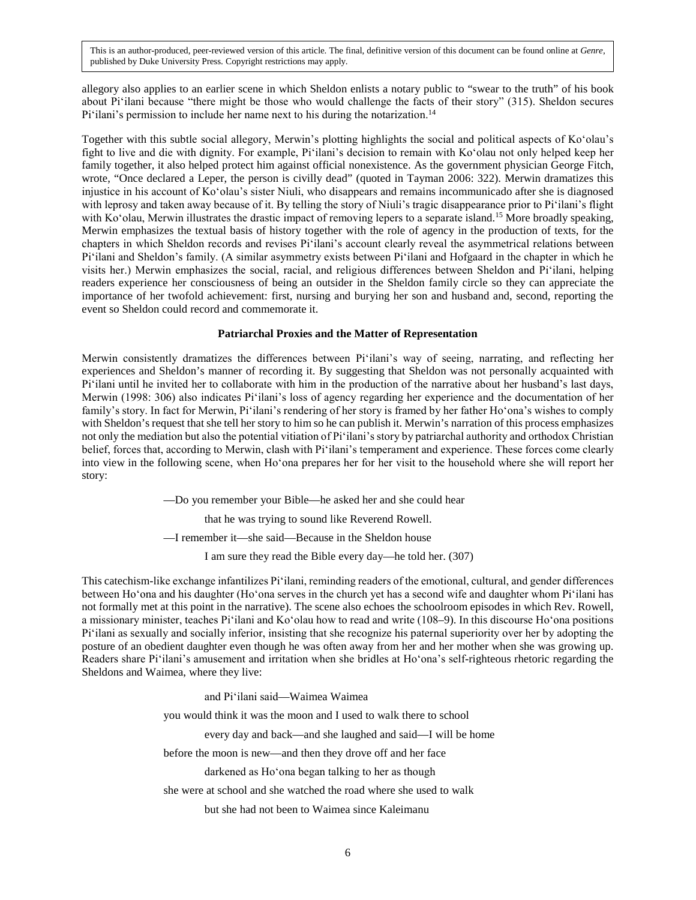allegory also applies to an earlier scene in which Sheldon enlists a notary public to "swear to the truth" of his book about Pi'ilani because "there might be those who would challenge the facts of their story" (315). Sheldon secures Pi'ilani's permission to include her name next to his during the notarization.[14]

Together with this subtle social allegory, Merwin's plotting highlights the social and political aspects of Ko'olau's fight to live and die with dignity. For example, Pi'ilani's decision to remain with Ko'olau not only helped keep her family together, it also helped protect him against official nonexistence. As the government physician George Fitch, wrote, "Once declared a Leper, the person is civilly dead" (quoted in Tayman 2006: 322). Merwin dramatizes this injustice in his account of Ko'olau's sister Niuli, who disappears and remains incommunicado after she is diagnosed with leprosy and taken away because of it. By telling the story of Niuli's tragic disappearance prior to Pi'ilani's flight with Ko'olau, Merwin illustrates the drastic impact of removing lepers to a separate island.[15] More broadly speaking, Merwin emphasizes the textual basis of history together with the role of agency in the production of texts, for the chapters in which Sheldon records and revises Pi'ilani's account clearly reveal the asymmetrical relations between Pi'ilani and Sheldon's family. (A similar asymmetry exists between Pi'ilani and Hofgaard in the chapter in which he visits her.) Merwin emphasizes the social, racial, and religious differences between Sheldon and Pi'ilani, helping readers experience her consciousness of being an outsider in the Sheldon family circle so they can appreciate the importance of her twofold achievement: first, nursing and burying her son and husband and, second, reporting the event so Sheldon could record and commemorate it.

## Patriarchal Proxies and the Matter of Representation

Merwin consistently dramatizes the differences between Pi'ilani's way of seeing, narrating, and reflecting her experiences and Sheldon's manner of recording it. By suggesting that Sheldon was not personally acquainted with Pi'ilani until he invited her to collaborate with him in the production of the narrative about her husband's last days, Merwin (1998: 306) also indicates Pi'ilani's loss of agency regarding her experience and the documentation of her family's story. In fact for Merwin, Pi'ilani's rendering of her story is framed by her father Ho'ona's wishes to comply with Sheldon's request that she tell her story to him so he can publish it. Merwin's narration of this process emphasizes not only the mediation but also the potential vitiation of Pi'ilani's story by patriarchal authority and orthodox Christian belief, forces that, according to Merwin, clash with Pi'ilani's temperament and experience. These forces come clearly into view in the following scene, when Ho'ona prepares her for her visit to the household where she will report her story:

> —Do you remember your Bible—he asked her and she could hear
>
> that he was trying to sound like Reverend Rowell.
>
> —I remember it—she said—Because in the Sheldon house
>
> I am sure they read the Bible every day—he told her. (307)

This catechism-like exchange infantilizes Pi'ilani, reminding readers of the emotional, cultural, and gender differences between Ho'ona and his daughter (Ho'ona serves in the church yet has a second wife and daughter whom Pi'ilani has not formally met at this point in the narrative). The scene also echoes the schoolroom episodes in which Rev. Rowell, a missionary minister, teaches Pi'ilani and Ko'olau how to read and write (108–9). In this discourse Ho'ona positions Pi'ilani as sexually and socially inferior, insisting that she recognize his paternal superiority over her by adopting the posture of an obedient daughter even though he was often away from her and her mother when she was growing up. Readers share Pi'ilani's amusement and irritation when she bridles at Ho'ona's self-righteous rhetoric regarding the Sheldons and Waimea, where they live:

> and Pi'ilani said—Waimea Waimea
>
> you would think it was the moon and I used to walk there to school
>
> every day and back—and she laughed and said—I will be home
>
> before the moon is new—and then they drove off and her face
>
> darkened as Ho'ona began talking to her as though
>
> she were at school and she watched the road where she used to walk
>
> but she had not been to Waimea since Kaleimanu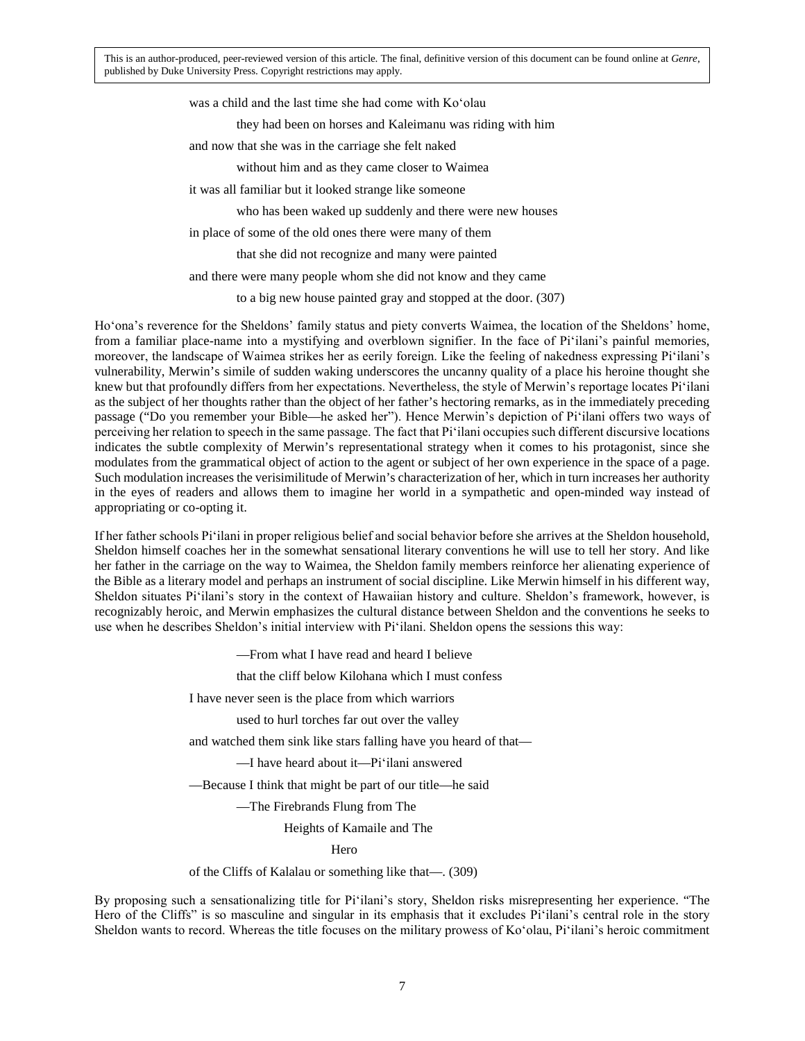was a child and the last time she had come with Ko'olau

they had been on horses and Kaleimanu was riding with him

and now that she was in the carriage she felt naked

without him and as they came closer to Waimea

it was all familiar but it looked strange like someone

who has been waked up suddenly and there were new houses

in place of some of the old ones there were many of them

that she did not recognize and many were painted

and there were many people whom she did not know and they came

to a big new house painted gray and stopped at the door. (307)

Ho'ona's reverence for the Sheldons' family status and piety converts Waimea, the location of the Sheldons' home, from a familiar place-name into a mystifying and overblown signifier. In the face of Pi'ilani's painful memories, moreover, the landscape of Waimea strikes her as eerily foreign. Like the feeling of nakedness expressing Pi'ilani's vulnerability, Merwin's simile of sudden waking underscores the uncanny quality of a place his heroine thought she knew but that profoundly differs from her expectations. Nevertheless, the style of Merwin's reportage locates Pi'ilani as the subject of her thoughts rather than the object of her father's hectoring remarks, as in the immediately preceding passage ("Do you remember your Bible—he asked her"). Hence Merwin's depiction of Pi'ilani offers two ways of perceiving her relation to speech in the same passage. The fact that Pi'ilani occupies such different discursive locations indicates the subtle complexity of Merwin's representational strategy when it comes to his protagonist, since she modulates from the grammatical object of action to the agent or subject of her own experience in the space of a page. Such modulation increases the verisimilitude of Merwin's characterization of her, which in turn increases her authority in the eyes of readers and allows them to imagine her world in a sympathetic and open-minded way instead of appropriating or co-opting it.

If her father schools Pi'ilani in proper religious belief and social behavior before she arrives at the Sheldon household, Sheldon himself coaches her in the somewhat sensational literary conventions he will use to tell her story. And like her father in the carriage on the way to Waimea, the Sheldon family members reinforce her alienating experience of the Bible as a literary model and perhaps an instrument of social discipline. Like Merwin himself in his different way, Sheldon situates Pi'ilani's story in the context of Hawaiian history and culture. Sheldon's framework, however, is recognizably heroic, and Merwin emphasizes the cultural distance between Sheldon and the conventions he seeks to use when he describes Sheldon's initial interview with Pi'ilani. Sheldon opens the sessions this way:

—From what I have read and heard I believe

that the cliff below Kilohana which I must confess

I have never seen is the place from which warriors

used to hurl torches far out over the valley

and watched them sink like stars falling have you heard of that—

—I have heard about it—Pi'ilani answered

—Because I think that might be part of our title—he said

—The Firebrands Flung from The

Heights of Kamaile and The

Hero

of the Cliffs of Kalalau or something like that—. (309)

By proposing such a sensationalizing title for Pi'ilani's story, Sheldon risks misrepresenting her experience. "The Hero of the Cliffs" is so masculine and singular in its emphasis that it excludes Pi'ilani's central role in the story Sheldon wants to record. Whereas the title focuses on the military prowess of Ko'olau, Pi'ilani's heroic commitment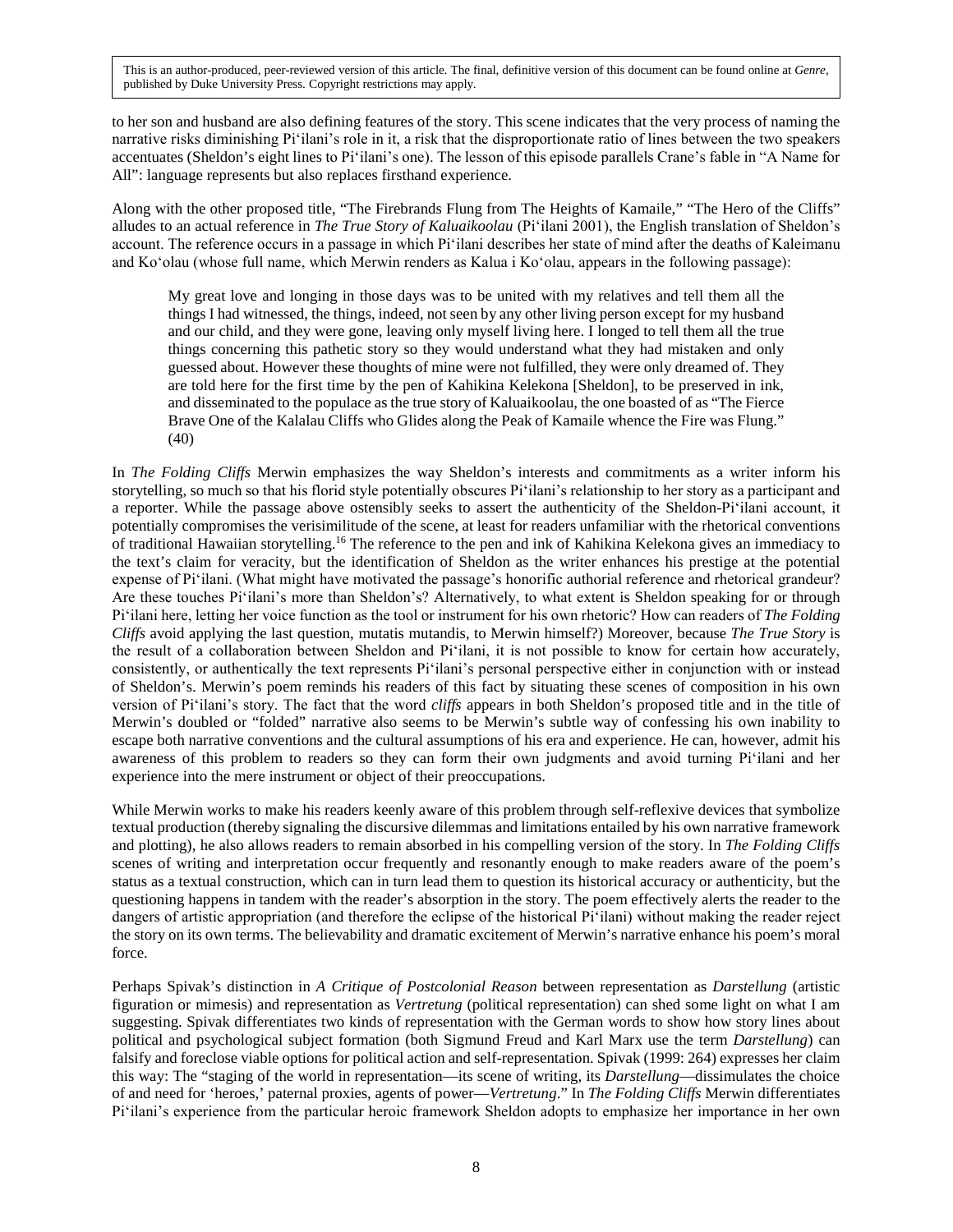to her son and husband are also defining features of the story. This scene indicates that the very process of naming the narrative risks diminishing Pi'ilani's role in it, a risk that the disproportionate ratio of lines between the two speakers accentuates (Sheldon's eight lines to Pi'ilani's one). The lesson of this episode parallels Crane's fable in "A Name for All": language represents but also replaces firsthand experience.

Along with the other proposed title, "The Firebrands Flung from The Heights of Kamaile," "The Hero of the Cliffs" alludes to an actual reference in *The True Story of Kaluaikoolau* (Pi'ilani 2001), the English translation of Sheldon's account. The reference occurs in a passage in which Pi'ilani describes her state of mind after the deaths of Kaleimanu and Ko'olau (whose full name, which Merwin renders as Kalua i Ko'olau, appears in the following passage):

> My great love and longing in those days was to be united with my relatives and tell them all the things I had witnessed, the things, indeed, not seen by any other living person except for my husband and our child, and they were gone, leaving only myself living here. I longed to tell them all the true things concerning this pathetic story so they would understand what they had mistaken and only guessed about. However these thoughts of mine were not fulfilled, they were only dreamed of. They are told here for the first time by the pen of Kahikina Kelekona [Sheldon], to be preserved in ink, and disseminated to the populace as the true story of Kaluaikoolau, the one boasted of as "The Fierce Brave One of the Kalalau Cliffs who Glides along the Peak of Kamaile whence the Fire was Flung." (40)

In *The Folding Cliffs* Merwin emphasizes the way Sheldon's interests and commitments as a writer inform his storytelling, so much so that his florid style potentially obscures Pi'ilani's relationship to her story as a participant and a reporter. While the passage above ostensibly seeks to assert the authenticity of the Sheldon-Pi'ilani account, it potentially compromises the verisimilitude of the scene, at least for readers unfamiliar with the rhetorical conventions of traditional Hawaiian storytelling.[16] The reference to the pen and ink of Kahikina Kelekona gives an immediacy to the text's claim for veracity, but the identification of Sheldon as the writer enhances his prestige at the potential expense of Pi'ilani. (What might have motivated the passage's honorific authorial reference and rhetorical grandeur? Are these touches Pi'ilani's more than Sheldon's? Alternatively, to what extent is Sheldon speaking for or through Pi'ilani here, letting her voice function as the tool or instrument for his own rhetoric? How can readers of *The Folding Cliffs* avoid applying the last question, mutatis mutandis, to Merwin himself?) Moreover, because *The True Story* is the result of a collaboration between Sheldon and Pi'ilani, it is not possible to know for certain how accurately, consistently, or authentically the text represents Pi'ilani's personal perspective either in conjunction with or instead of Sheldon's. Merwin's poem reminds his readers of this fact by situating these scenes of composition in his own version of Pi'ilani's story. The fact that the word *cliffs* appears in both Sheldon's proposed title and in the title of Merwin's doubled or "folded" narrative also seems to be Merwin's subtle way of confessing his own inability to escape both narrative conventions and the cultural assumptions of his era and experience. He can, however, admit his awareness of this problem to readers so they can form their own judgments and avoid turning Pi'ilani and her experience into the mere instrument or object of their preoccupations.

While Merwin works to make his readers keenly aware of this problem through self-reflexive devices that symbolize textual production (thereby signaling the discursive dilemmas and limitations entailed by his own narrative framework and plotting), he also allows readers to remain absorbed in his compelling version of the story. In *The Folding Cliffs* scenes of writing and interpretation occur frequently and resonantly enough to make readers aware of the poem's status as a textual construction, which can in turn lead them to question its historical accuracy or authenticity, but the questioning happens in tandem with the reader's absorption in the story. The poem effectively alerts the reader to the dangers of artistic appropriation (and therefore the eclipse of the historical Pi'ilani) without making the reader reject the story on its own terms. The believability and dramatic excitement of Merwin's narrative enhance his poem's moral force.

Perhaps Spivak's distinction in *A Critique of Postcolonial Reason* between representation as *Darstellung* (artistic figuration or mimesis) and representation as *Vertretung* (political representation) can shed some light on what I am suggesting. Spivak differentiates two kinds of representation with the German words to show how story lines about political and psychological subject formation (both Sigmund Freud and Karl Marx use the term *Darstellung*) can falsify and foreclose viable options for political action and self-representation. Spivak (1999: 264) expresses her claim this way: The "staging of the world in representation—its scene of writing, its *Darstellung*—dissimulates the choice of and need for 'heroes,' paternal proxies, agents of power—*Vertretung*." In *The Folding Cliffs* Merwin differentiates Pi'ilani's experience from the particular heroic framework Sheldon adopts to emphasize her importance in her own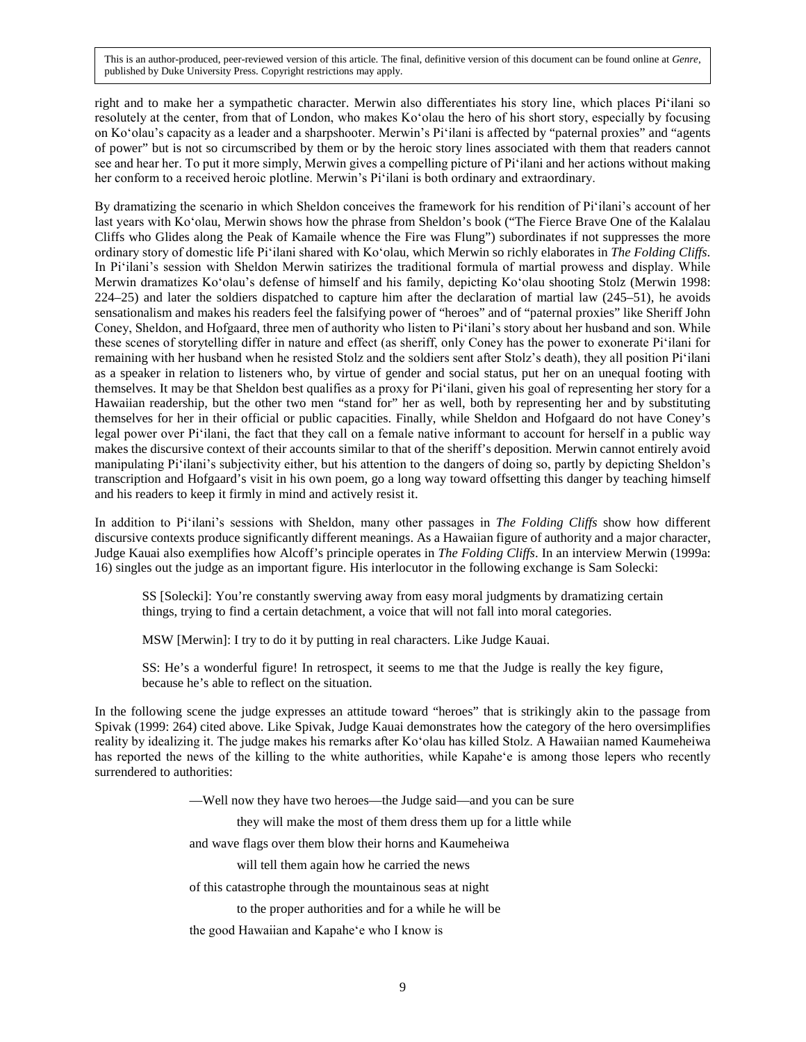right and to make her a sympathetic character. Merwin also differentiates his story line, which places Pi'ilani so resolutely at the center, from that of London, who makes Ko'olau the hero of his short story, especially by focusing on Ko'olau's capacity as a leader and a sharpshooter. Merwin's Pi'ilani is affected by "paternal proxies" and "agents of power" but is not so circumscribed by them or by the heroic story lines associated with them that readers cannot see and hear her. To put it more simply, Merwin gives a compelling picture of Pi'ilani and her actions without making her conform to a received heroic plotline. Merwin's Pi'ilani is both ordinary and extraordinary.

By dramatizing the scenario in which Sheldon conceives the framework for his rendition of Pi'ilani's account of her last years with Ko'olau, Merwin shows how the phrase from Sheldon's book ("The Fierce Brave One of the Kalalau Cliffs who Glides along the Peak of Kamaile whence the Fire was Flung") subordinates if not suppresses the more ordinary story of domestic life Pi'ilani shared with Ko'olau, which Merwin so richly elaborates in *The Folding Cliffs*. In Pi'ilani's session with Sheldon Merwin satirizes the traditional formula of martial prowess and display. While Merwin dramatizes Ko'olau's defense of himself and his family, depicting Ko'olau shooting Stolz (Merwin 1998: 224–25) and later the soldiers dispatched to capture him after the declaration of martial law (245–51), he avoids sensationalism and makes his readers feel the falsifying power of "heroes" and of "paternal proxies" like Sheriff John Coney, Sheldon, and Hofgaard, three men of authority who listen to Pi'ilani's story about her husband and son. While these scenes of storytelling differ in nature and effect (as sheriff, only Coney has the power to exonerate Pi'ilani for remaining with her husband when he resisted Stolz and the soldiers sent after Stolz's death), they all position Pi'ilani as a speaker in relation to listeners who, by virtue of gender and social status, put her on an unequal footing with themselves. It may be that Sheldon best qualifies as a proxy for Pi'ilani, given his goal of representing her story for a Hawaiian readership, but the other two men "stand for" her as well, both by representing her and by substituting themselves for her in their official or public capacities. Finally, while Sheldon and Hofgaard do not have Coney's legal power over Pi'ilani, the fact that they call on a female native informant to account for herself in a public way makes the discursive context of their accounts similar to that of the sheriff's deposition. Merwin cannot entirely avoid manipulating Pi'ilani's subjectivity either, but his attention to the dangers of doing so, partly by depicting Sheldon's transcription and Hofgaard's visit in his own poem, go a long way toward offsetting this danger by teaching himself and his readers to keep it firmly in mind and actively resist it.

In addition to Pi'ilani's sessions with Sheldon, many other passages in *The Folding Cliffs* show how different discursive contexts produce significantly different meanings. As a Hawaiian figure of authority and a major character, Judge Kauai also exemplifies how Alcoff's principle operates in *The Folding Cliffs*. In an interview Merwin (1999a: 16) singles out the judge as an important figure. His interlocutor in the following exchange is Sam Solecki:

> SS [Solecki]: You're constantly swerving away from easy moral judgments by dramatizing certain things, trying to find a certain detachment, a voice that will not fall into moral categories.
>
> MSW [Merwin]: I try to do it by putting in real characters. Like Judge Kauai.
>
> SS: He's a wonderful figure! In retrospect, it seems to me that the Judge is really the key figure, because he's able to reflect on the situation.

In the following scene the judge expresses an attitude toward "heroes" that is strikingly akin to the passage from Spivak (1999: 264) cited above. Like Spivak, Judge Kauai demonstrates how the category of the hero oversimplifies reality by idealizing it. The judge makes his remarks after Ko'olau has killed Stolz. A Hawaiian named Kaumeheiwa has reported the news of the killing to the white authorities, while Kapahe'e is among those lepers who recently surrendered to authorities:

> —Well now they have two heroes—the Judge said—and you can be sure
>
> they will make the most of them dress them up for a little while
>
> and wave flags over them blow their horns and Kaumeheiwa
>
> will tell them again how he carried the news
>
> of this catastrophe through the mountainous seas at night
>
> to the proper authorities and for a while he will be
>
> the good Hawaiian and Kapahe'e who I know is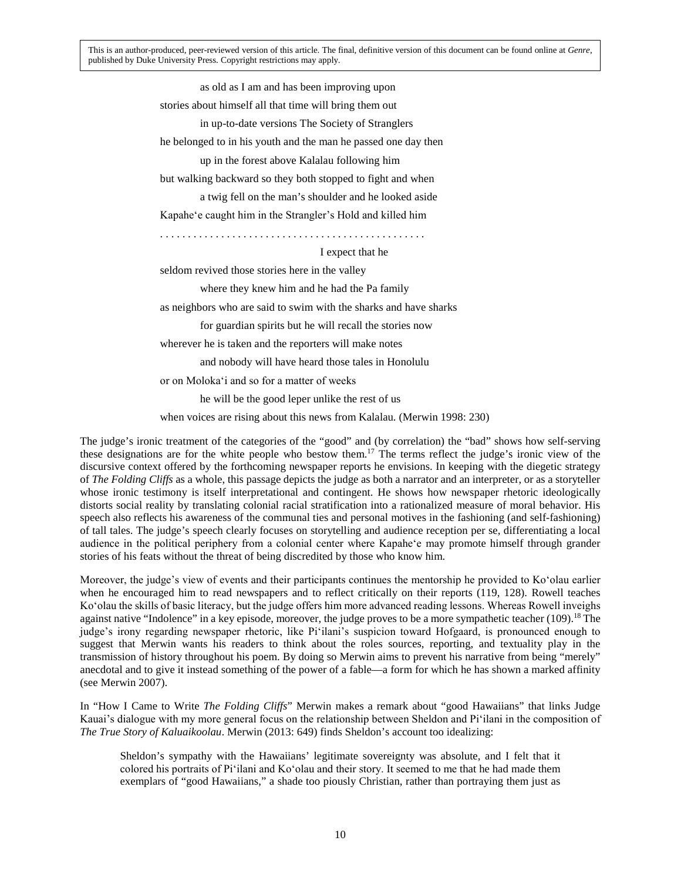as old as I am and has been improving upon
stories about himself all that time will bring them out
in up-to-date versions The Society of Stranglers
he belonged to in his youth and the man he passed one day then
up in the forest above Kalalau following him
but walking backward so they both stopped to fight and when
a twig fell on the man's shoulder and he looked aside
Kapahe'e caught him in the Strangler's Hold and killed him
. . . . . . . . . . . . . . . . . . . . . . . . . . . . . . . . . . . . . . . . . . . . . . . .
I expect that he
seldom revived those stories here in the valley
where they knew him and he had the Pa family
as neighbors who are said to swim with the sharks and have sharks
for guardian spirits but he will recall the stories now
wherever he is taken and the reporters will make notes
and nobody will have heard those tales in Honolulu
or on Moloka'i and so for a matter of weeks
he will be the good leper unlike the rest of us
when voices are rising about this news from Kalalau. (Merwin 1998: 230)

The judge's ironic treatment of the categories of the "good" and (by correlation) the "bad" shows how self-serving these designations are for the white people who bestow them.[17] The terms reflect the judge's ironic view of the discursive context offered by the forthcoming newspaper reports he envisions. In keeping with the diegetic strategy of *The Folding Cliffs* as a whole, this passage depicts the judge as both a narrator and an interpreter, or as a storyteller whose ironic testimony is itself interpretational and contingent. He shows how newspaper rhetoric ideologically distorts social reality by translating colonial racial stratification into a rationalized measure of moral behavior. His speech also reflects his awareness of the communal ties and personal motives in the fashioning (and self-fashioning) of tall tales. The judge's speech clearly focuses on storytelling and audience reception per se, differentiating a local audience in the political periphery from a colonial center where Kapahe'e may promote himself through grander stories of his feats without the threat of being discredited by those who know him.

Moreover, the judge's view of events and their participants continues the mentorship he provided to Ko'olau earlier when he encouraged him to read newspapers and to reflect critically on their reports (119, 128). Rowell teaches Ko'olau the skills of basic literacy, but the judge offers him more advanced reading lessons. Whereas Rowell inveighs against native "Indolence" in a key episode, moreover, the judge proves to be a more sympathetic teacher (109).[18] The judge's irony regarding newspaper rhetoric, like Pi'ilani's suspicion toward Hofgaard, is pronounced enough to suggest that Merwin wants his readers to think about the roles sources, reporting, and textuality play in the transmission of history throughout his poem. By doing so Merwin aims to prevent his narrative from being "merely" anecdotal and to give it instead something of the power of a fable—a form for which he has shown a marked affinity (see Merwin 2007).

In "How I Came to Write *The Folding Cliffs*" Merwin makes a remark about "good Hawaiians" that links Judge Kauai's dialogue with my more general focus on the relationship between Sheldon and Pi'ilani in the composition of *The True Story of Kaluaikoolau*. Merwin (2013: 649) finds Sheldon's account too idealizing:

> Sheldon's sympathy with the Hawaiians' legitimate sovereignty was absolute, and I felt that it colored his portraits of Pi'ilani and Ko'olau and their story. It seemed to me that he had made them exemplars of "good Hawaiians," a shade too piously Christian, rather than portraying them just as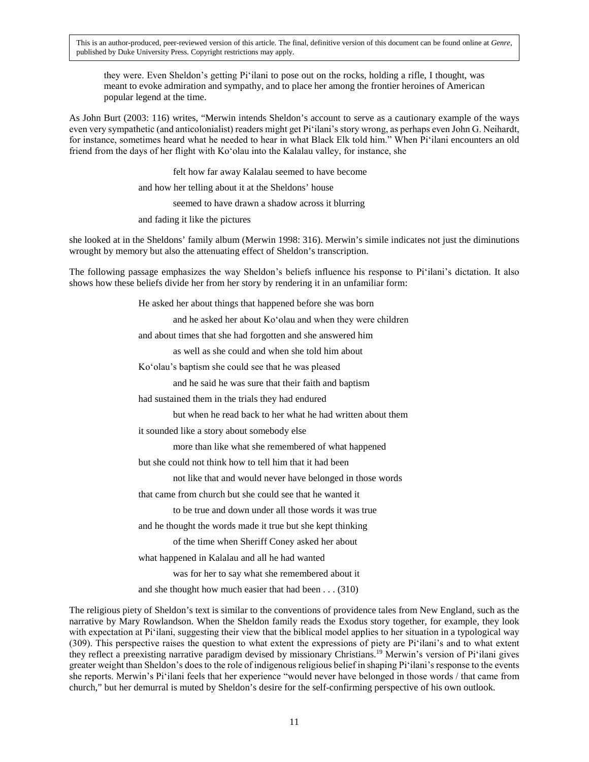they were. Even Sheldon's getting Pi'ilani to pose out on the rocks, holding a rifle, I thought, was meant to evoke admiration and sympathy, and to place her among the frontier heroines of American popular legend at the time.

As John Burt (2003: 116) writes, "Merwin intends Sheldon's account to serve as a cautionary example of the ways even very sympathetic (and anticolonialist) readers might get Pi'ilani's story wrong, as perhaps even John G. Neihardt, for instance, sometimes heard what he needed to hear in what Black Elk told him." When Pi'ilani encounters an old friend from the days of her flight with Ko'olau into the Kalalau valley, for instance, she

> felt how far away Kalalau seemed to have become
>
> and how her telling about it at the Sheldons' house
>
> seemed to have drawn a shadow across it blurring
>
> and fading it like the pictures

she looked at in the Sheldons' family album (Merwin 1998: 316). Merwin's simile indicates not just the diminutions wrought by memory but also the attenuating effect of Sheldon's transcription.

The following passage emphasizes the way Sheldon's beliefs influence his response to Pi'ilani's dictation. It also shows how these beliefs divide her from her story by rendering it in an unfamiliar form:

> He asked her about things that happened before she was born
>
> and he asked her about Ko'olau and when they were children
>
> and about times that she had forgotten and she answered him
>
> as well as she could and when she told him about
>
> Ko'olau's baptism she could see that he was pleased
>
> and he said he was sure that their faith and baptism
>
> had sustained them in the trials they had endured
>
> but when he read back to her what he had written about them
>
> it sounded like a story about somebody else
>
> more than like what she remembered of what happened
>
> but she could not think how to tell him that it had been
>
> not like that and would never have belonged in those words
>
> that came from church but she could see that he wanted it
>
> to be true and down under all those words it was true
>
> and he thought the words made it true but she kept thinking
>
> of the time when Sheriff Coney asked her about
>
> what happened in Kalalau and all he had wanted
>
> was for her to say what she remembered about it
>
> and she thought how much easier that had been . . . (310)

The religious piety of Sheldon's text is similar to the conventions of providence tales from New England, such as the narrative by Mary Rowlandson. When the Sheldon family reads the Exodus story together, for example, they look with expectation at Pi'ilani, suggesting their view that the biblical model applies to her situation in a typological way (309). This perspective raises the question to what extent the expressions of piety are Pi'ilani's and to what extent they reflect a preexisting narrative paradigm devised by missionary Christians.[19] Merwin's version of Pi'ilani gives greater weight than Sheldon's does to the role of indigenous religious belief in shaping Pi'ilani's response to the events she reports. Merwin's Pi'ilani feels that her experience "would never have belonged in those words / that came from church," but her demurral is muted by Sheldon's desire for the self-confirming perspective of his own outlook.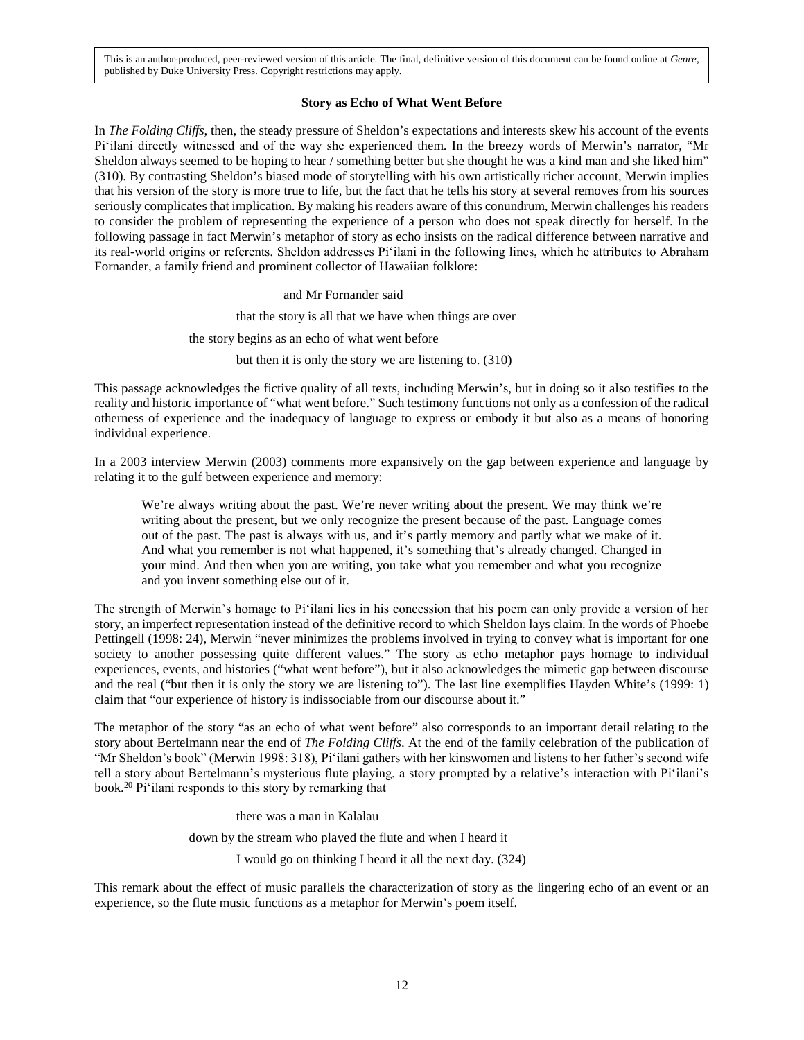This is an author-produced, peer-reviewed version of this article. The final, definitive version of this document can be found online at *Genre*, published by Duke University Press. Copyright restrictions may apply.

### Story as Echo of What Went Before

In *The Folding Cliffs*, then, the steady pressure of Sheldon's expectations and interests skew his account of the events Pi'ilani directly witnessed and of the way she experienced them. In the breezy words of Merwin's narrator, "Mr Sheldon always seemed to be hoping to hear / something better but she thought he was a kind man and she liked him" (310). By contrasting Sheldon's biased mode of storytelling with his own artistically richer account, Merwin implies that his version of the story is more true to life, but the fact that he tells his story at several removes from his sources seriously complicates that implication. By making his readers aware of this conundrum, Merwin challenges his readers to consider the problem of representing the experience of a person who does not speak directly for herself. In the following passage in fact Merwin's metaphor of story as echo insists on the radical difference between narrative and its real-world origins or referents. Sheldon addresses Pi'ilani in the following lines, which he attributes to Abraham Fornander, a family friend and prominent collector of Hawaiian folklore:

> and Mr Fornander said
>
> that the story is all that we have when things are over
>
> the story begins as an echo of what went before
>
> but then it is only the story we are listening to. (310)

This passage acknowledges the fictive quality of all texts, including Merwin's, but in doing so it also testifies to the reality and historic importance of "what went before." Such testimony functions not only as a confession of the radical otherness of experience and the inadequacy of language to express or embody it but also as a means of honoring individual experience.

In a 2003 interview Merwin (2003) comments more expansively on the gap between experience and language by relating it to the gulf between experience and memory:

> We're always writing about the past. We're never writing about the present. We may think we're writing about the present, but we only recognize the present because of the past. Language comes out of the past. The past is always with us, and it's partly memory and partly what we make of it. And what you remember is not what happened, it's something that's already changed. Changed in your mind. And then when you are writing, you take what you remember and what you recognize and you invent something else out of it.

The strength of Merwin's homage to Pi'ilani lies in his concession that his poem can only provide a version of her story, an imperfect representation instead of the definitive record to which Sheldon lays claim. In the words of Phoebe Pettingell (1998: 24), Merwin "never minimizes the problems involved in trying to convey what is important for one society to another possessing quite different values." The story as echo metaphor pays homage to individual experiences, events, and histories ("what went before"), but it also acknowledges the mimetic gap between discourse and the real ("but then it is only the story we are listening to"). The last line exemplifies Hayden White's (1999: 1) claim that "our experience of history is indissociable from our discourse about it."

The metaphor of the story "as an echo of what went before" also corresponds to an important detail relating to the story about Bertelmann near the end of *The Folding Cliffs*. At the end of the family celebration of the publication of "Mr Sheldon's book" (Merwin 1998: 318), Pi'ilani gathers with her kinswomen and listens to her father's second wife tell a story about Bertelmann's mysterious flute playing, a story prompted by a relative's interaction with Pi'ilani's book.[20] Pi'ilani responds to this story by remarking that

> there was a man in Kalalau
>
> down by the stream who played the flute and when I heard it
>
> I would go on thinking I heard it all the next day. (324)

This remark about the effect of music parallels the characterization of story as the lingering echo of an event or an experience, so the flute music functions as a metaphor for Merwin's poem itself.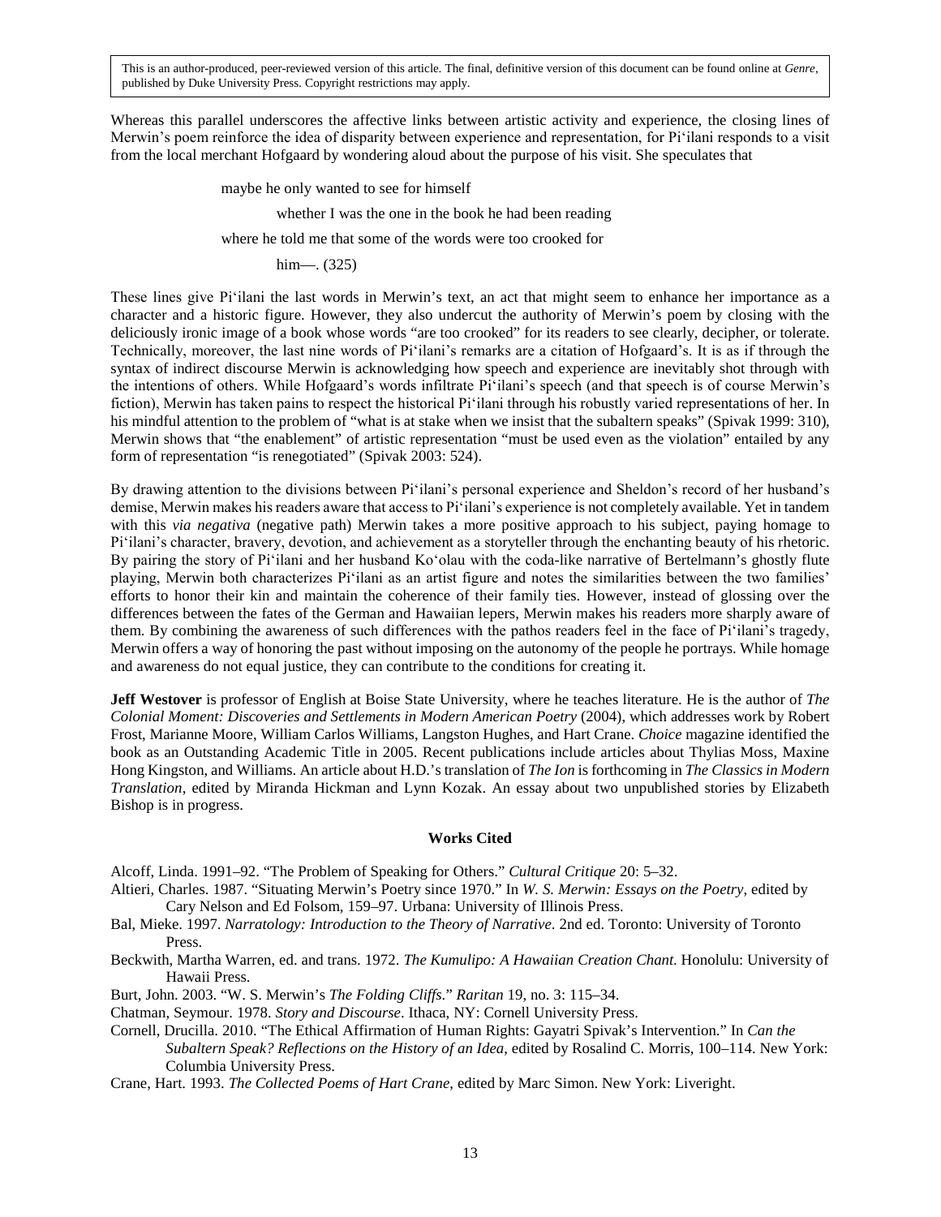This is an author-produced, peer-reviewed version of this article. The final, definitive version of this document can be found online at *Genre*, published by Duke University Press. Copyright restrictions may apply.

Whereas this parallel underscores the affective links between artistic activity and experience, the closing lines of Merwin's poem reinforce the idea of disparity between experience and representation, for Pi'ilani responds to a visit from the local merchant Hofgaard by wondering aloud about the purpose of his visit. She speculates that

> maybe he only wanted to see for himself
>
> whether I was the one in the book he had been reading
>
> where he told me that some of the words were too crooked for
>
> him—. (325)

These lines give Pi'ilani the last words in Merwin's text, an act that might seem to enhance her importance as a character and a historic figure. However, they also undercut the authority of Merwin's poem by closing with the deliciously ironic image of a book whose words "are too crooked" for its readers to see clearly, decipher, or tolerate. Technically, moreover, the last nine words of Pi'ilani's remarks are a citation of Hofgaard's. It is as if through the syntax of indirect discourse Merwin is acknowledging how speech and experience are inevitably shot through with the intentions of others. While Hofgaard's words infiltrate Pi'ilani's speech (and that speech is of course Merwin's fiction), Merwin has taken pains to respect the historical Pi'ilani through his robustly varied representations of her. In his mindful attention to the problem of "what is at stake when we insist that the subaltern speaks" (Spivak 1999: 310), Merwin shows that "the enablement" of artistic representation "must be used even as the violation" entailed by any form of representation "is renegotiated" (Spivak 2003: 524).

By drawing attention to the divisions between Pi'ilani's personal experience and Sheldon's record of her husband's demise, Merwin makes his readers aware that access to Pi'ilani's experience is not completely available. Yet in tandem with this *via negativa* (negative path) Merwin takes a more positive approach to his subject, paying homage to Pi'ilani's character, bravery, devotion, and achievement as a storyteller through the enchanting beauty of his rhetoric. By pairing the story of Pi'ilani and her husband Ko'olau with the coda-like narrative of Bertelmann's ghostly flute playing, Merwin both characterizes Pi'ilani as an artist figure and notes the similarities between the two families' efforts to honor their kin and maintain the coherence of their family ties. However, instead of glossing over the differences between the fates of the German and Hawaiian lepers, Merwin makes his readers more sharply aware of them. By combining the awareness of such differences with the pathos readers feel in the face of Pi'ilani's tragedy, Merwin offers a way of honoring the past without imposing on the autonomy of the people he portrays. While homage and awareness do not equal justice, they can contribute to the conditions for creating it.

**Jeff Westover** is professor of English at Boise State University, where he teaches literature. He is the author of *The Colonial Moment: Discoveries and Settlements in Modern American Poetry* (2004), which addresses work by Robert Frost, Marianne Moore, William Carlos Williams, Langston Hughes, and Hart Crane. *Choice* magazine identified the book as an Outstanding Academic Title in 2005. Recent publications include articles about Thylias Moss, Maxine Hong Kingston, and Williams. An article about H.D.'s translation of *The Ion* is forthcoming in *The Classics in Modern Translation*, edited by Miranda Hickman and Lynn Kozak. An essay about two unpublished stories by Elizabeth Bishop is in progress.

## Works Cited

Alcoff, Linda. 1991–92. "The Problem of Speaking for Others." *Cultural Critique* 20: 5–32.

Altieri, Charles. 1987. "Situating Merwin's Poetry since 1970." In *W. S. Merwin: Essays on the Poetry*, edited by Cary Nelson and Ed Folsom, 159–97. Urbana: University of Illinois Press.

Bal, Mieke. 1997. *Narratology: Introduction to the Theory of Narrative*. 2nd ed. Toronto: University of Toronto Press.

Beckwith, Martha Warren, ed. and trans. 1972. *The Kumulipo: A Hawaiian Creation Chant*. Honolulu: University of Hawaii Press.

Burt, John. 2003. "W. S. Merwin's *The Folding Cliffs*." *Raritan* 19, no. 3: 115–34.

Chatman, Seymour. 1978. *Story and Discourse*. Ithaca, NY: Cornell University Press.

Cornell, Drucilla. 2010. "The Ethical Affirmation of Human Rights: Gayatri Spivak's Intervention." In *Can the Subaltern Speak? Reflections on the History of an Idea*, edited by Rosalind C. Morris, 100–114. New York: Columbia University Press.

Crane, Hart. 1993. *The Collected Poems of Hart Crane*, edited by Marc Simon. New York: Liveright.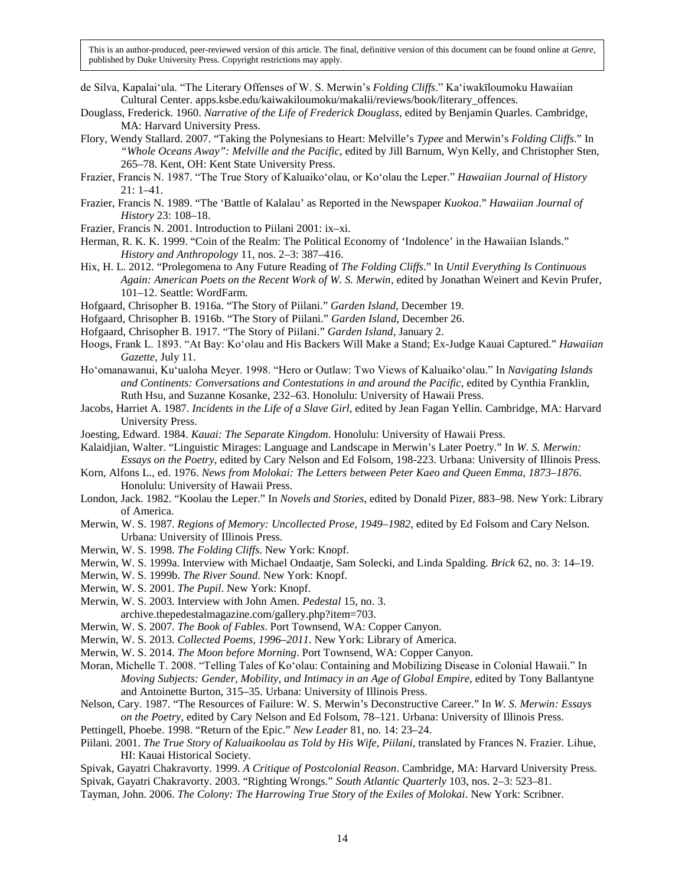This is an author-produced, peer-reviewed version of this article. The final, definitive version of this document can be found online at *Genre*, published by Duke University Press. Copyright restrictions may apply.

de Silva, Kapalaiʻula. "The Literary Offenses of W. S. Merwin's *Folding Cliffs*." Kaʻiwakīloumoku Hawaiian Cultural Center. apps.ksbe.edu/kaiwakiloumoku/makalii/reviews/book/literary_offences.

Douglass, Frederick. 1960. *Narrative of the Life of Frederick Douglass*, edited by Benjamin Quarles. Cambridge, MA: Harvard University Press.

Flory, Wendy Stallard. 2007. "Taking the Polynesians to Heart: Melville's *Typee* and Merwin's *Folding Cliffs*." In *"Whole Oceans Away": Melville and the Pacific*, edited by Jill Barnum, Wyn Kelly, and Christopher Sten, 265–78. Kent, OH: Kent State University Press.

Frazier, Francis N. 1987. "The True Story of Kaluaikoʻolau, or Koʻolau the Leper." *Hawaiian Journal of History* 21: 1–41.

Frazier, Francis N. 1989. "The 'Battle of Kalalau' as Reported in the Newspaper *Kuokoa*." *Hawaiian Journal of History* 23: 108–18.

Frazier, Francis N. 2001. Introduction to Piilani 2001: ix–xi.

Herman, R. K. K. 1999. "Coin of the Realm: The Political Economy of 'Indolence' in the Hawaiian Islands." *History and Anthropology* 11, nos. 2–3: 387–416.

Hix, H. L. 2012. "Prolegomena to Any Future Reading of *The Folding Cliffs*." In *Until Everything Is Continuous Again: American Poets on the Recent Work of W. S. Merwin*, edited by Jonathan Weinert and Kevin Prufer, 101–12. Seattle: WordFarm.

Hofgaard, Chrisopher B. 1916a. "The Story of Piilani." *Garden Island*, December 19.

Hofgaard, Chrisopher B. 1916b. "The Story of Piilani." *Garden Island*, December 26.

Hofgaard, Chrisopher B. 1917. "The Story of Piilani." *Garden Island*, January 2.

Hoogs, Frank L. 1893. "At Bay: Koʻolau and His Backers Will Make a Stand; Ex-Judge Kauai Captured." *Hawaiian Gazette*, July 11.

Hoʻomanawanui, Kuʻualoha Meyer. 1998. "Hero or Outlaw: Two Views of Kaluaikoʻolau." In *Navigating Islands and Continents: Conversations and Contestations in and around the Pacific*, edited by Cynthia Franklin, Ruth Hsu, and Suzanne Kosanke, 232–63. Honolulu: University of Hawaii Press.

Jacobs, Harriet A. 1987. *Incidents in the Life of a Slave Girl*, edited by Jean Fagan Yellin. Cambridge, MA: Harvard University Press.

Joesting, Edward. 1984. *Kauai: The Separate Kingdom*. Honolulu: University of Hawaii Press.

Kalaidjian, Walter. "Linguistic Mirages: Language and Landscape in Merwin's Later Poetry." In *W. S. Merwin: Essays on the Poetry*, edited by Cary Nelson and Ed Folsom, 198-223. Urbana: University of Illinois Press.

Korn, Alfons L., ed. 1976. *News from Molokai: The Letters between Peter Kaeo and Queen Emma, 1873–1876*. Honolulu: University of Hawaii Press.

London, Jack. 1982. "Koolau the Leper." In *Novels and Stories*, edited by Donald Pizer, 883–98. New York: Library of America.

Merwin, W. S. 1987. *Regions of Memory: Uncollected Prose, 1949–1982*, edited by Ed Folsom and Cary Nelson. Urbana: University of Illinois Press.

Merwin, W. S. 1998. *The Folding Cliffs*. New York: Knopf.

Merwin, W. S. 1999a. Interview with Michael Ondaatje, Sam Solecki, and Linda Spalding. *Brick* 62, no. 3: 14–19.

Merwin, W. S. 1999b. *The River Sound*. New York: Knopf.

Merwin, W. S. 2001. *The Pupil*. New York: Knopf.

Merwin, W. S. 2003. Interview with John Amen. *Pedestal* 15, no. 3. archive.thepedestalmagazine.com/gallery.php?item=703.

Merwin, W. S. 2007. *The Book of Fables*. Port Townsend, WA: Copper Canyon.

Merwin, W. S. 2013. *Collected Poems, 1996–2011*. New York: Library of America.

Merwin, W. S. 2014. *The Moon before Morning*. Port Townsend, WA: Copper Canyon.

Moran, Michelle T. 2008. "Telling Tales of Koʻolau: Containing and Mobilizing Disease in Colonial Hawaii." In *Moving Subjects: Gender, Mobility, and Intimacy in an Age of Global Empire*, edited by Tony Ballantyne and Antoinette Burton, 315–35. Urbana: University of Illinois Press.

Nelson, Cary. 1987. "The Resources of Failure: W. S. Merwin's Deconstructive Career." In *W. S. Merwin: Essays on the Poetry*, edited by Cary Nelson and Ed Folsom, 78–121. Urbana: University of Illinois Press.

Pettingell, Phoebe. 1998. "Return of the Epic." *New Leader* 81, no. 14: 23–24.

Piilani. 2001. *The True Story of Kaluaikoolau as Told by His Wife, Piilani*, translated by Frances N. Frazier. Lihue, HI: Kauai Historical Society.

Spivak, Gayatri Chakravorty. 1999. *A Critique of Postcolonial Reason*. Cambridge, MA: Harvard University Press.

Spivak, Gayatri Chakravorty. 2003. "Righting Wrongs." *South Atlantic Quarterly* 103, nos. 2–3: 523–81.

Tayman, John. 2006. *The Colony: The Harrowing True Story of the Exiles of Molokai*. New York: Scribner.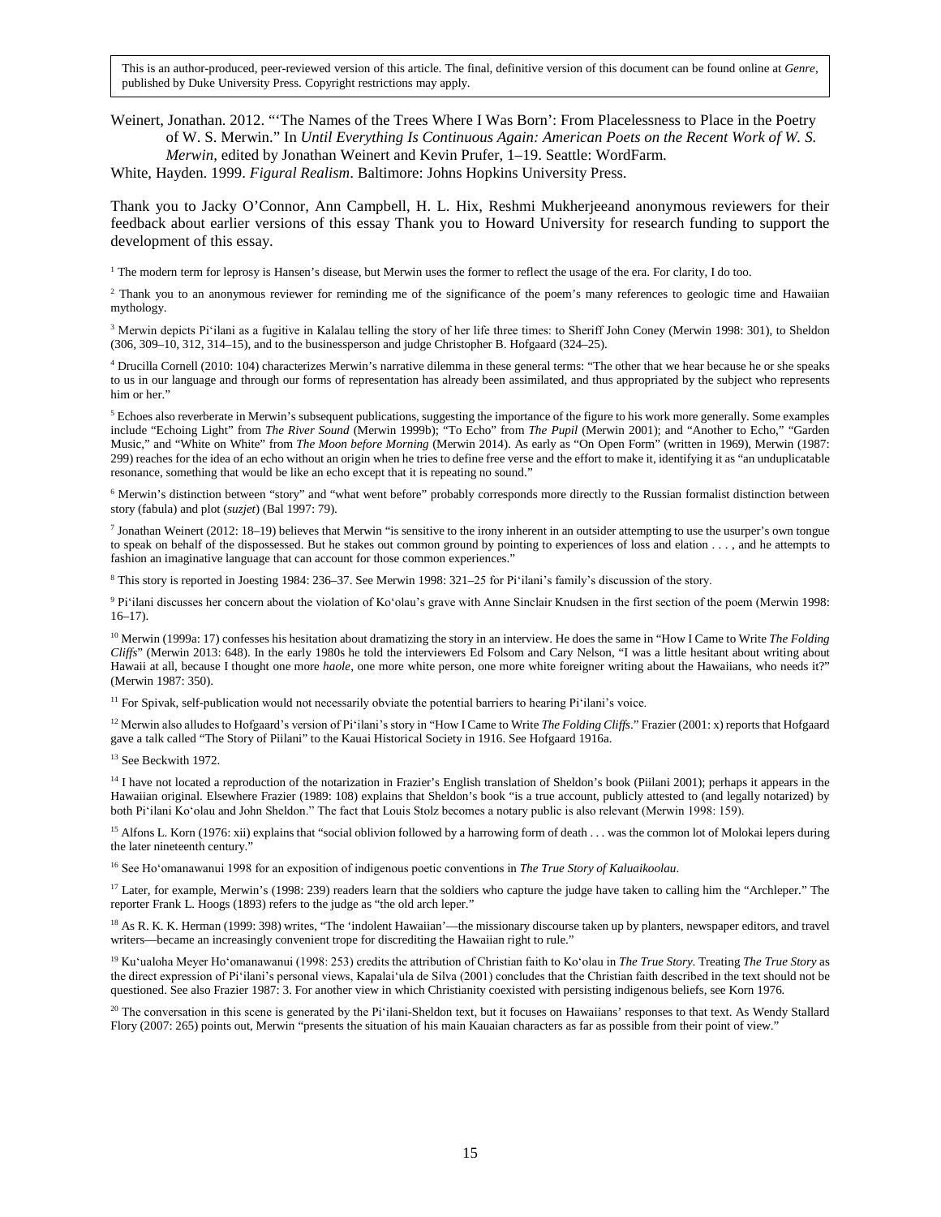This is an author-produced, peer-reviewed version of this article. The final, definitive version of this document can be found online at *Genre*, published by Duke University Press. Copyright restrictions may apply.

Weinert, Jonathan. 2012. "'The Names of the Trees Where I Was Born': From Placelessness to Place in the Poetry of W. S. Merwin." In *Until Everything Is Continuous Again: American Poets on the Recent Work of W. S. Merwin*, edited by Jonathan Weinert and Kevin Prufer, 1–19. Seattle: WordFarm.

White, Hayden. 1999. *Figural Realism*. Baltimore: Johns Hopkins University Press.

Thank you to Jacky O'Connor, Ann Campbell, H. L. Hix, Reshmi Mukherjeeand anonymous reviewers for their feedback about earlier versions of this essay Thank you to Howard University for research funding to support the development of this essay.

[1] The modern term for leprosy is Hansen's disease, but Merwin uses the former to reflect the usage of the era. For clarity, I do too.

[2] Thank you to an anonymous reviewer for reminding me of the significance of the poem's many references to geologic time and Hawaiian mythology.

[3] Merwin depicts Piʻilani as a fugitive in Kalalau telling the story of her life three times: to Sheriff John Coney (Merwin 1998: 301), to Sheldon (306, 309–10, 312, 314–15), and to the businessperson and judge Christopher B. Hofgaard (324–25).

[4] Drucilla Cornell (2010: 104) characterizes Merwin's narrative dilemma in these general terms: "The other that we hear because he or she speaks to us in our language and through our forms of representation has already been assimilated, and thus appropriated by the subject who represents him or her."

[5] Echoes also reverberate in Merwin's subsequent publications, suggesting the importance of the figure to his work more generally. Some examples include "Echoing Light" from *The River Sound* (Merwin 1999b); "To Echo" from *The Pupil* (Merwin 2001); and "Another to Echo," "Garden Music," and "White on White" from *The Moon before Morning* (Merwin 2014). As early as "On Open Form" (written in 1969), Merwin (1987: 299) reaches for the idea of an echo without an origin when he tries to define free verse and the effort to make it, identifying it as "an unduplicatable resonance, something that would be like an echo except that it is repeating no sound."

[6] Merwin's distinction between "story" and "what went before" probably corresponds more directly to the Russian formalist distinction between story (fabula) and plot (*suzjet*) (Bal 1997: 79).

[7] Jonathan Weinert (2012: 18–19) believes that Merwin "is sensitive to the irony inherent in an outsider attempting to use the usurper's own tongue to speak on behalf of the dispossessed. But he stakes out common ground by pointing to experiences of loss and elation . . . , and he attempts to fashion an imaginative language that can account for those common experiences."

[8] This story is reported in Joesting 1984: 236–37. See Merwin 1998: 321–25 for Piʻilani's family's discussion of the story.

[9] Piʻilani discusses her concern about the violation of Koʻolau's grave with Anne Sinclair Knudsen in the first section of the poem (Merwin 1998: 16–17).

[10] Merwin (1999a: 17) confesses his hesitation about dramatizing the story in an interview. He does the same in "How I Came to Write *The Folding Cliffs*" (Merwin 2013: 648). In the early 1980s he told the interviewers Ed Folsom and Cary Nelson, "I was a little hesitant about writing about Hawaii at all, because I thought one more *haole*, one more white person, one more white foreigner writing about the Hawaiians, who needs it?" (Merwin 1987: 350).

[11] For Spivak, self-publication would not necessarily obviate the potential barriers to hearing Piʻilani's voice.

[12] Merwin also alludes to Hofgaard's version of Piʻilani's story in "How I Came to Write *The Folding Cliffs*." Frazier (2001: x) reports that Hofgaard gave a talk called "The Story of Piilani" to the Kauai Historical Society in 1916. See Hofgaard 1916a.

[13] See Beckwith 1972.

[14] I have not located a reproduction of the notarization in Frazier's English translation of Sheldon's book (Piilani 2001); perhaps it appears in the Hawaiian original. Elsewhere Frazier (1989: 108) explains that Sheldon's book "is a true account, publicly attested to (and legally notarized) by both Piʻilani Koʻolau and John Sheldon." The fact that Louis Stolz becomes a notary public is also relevant (Merwin 1998: 159).

[15] Alfons L. Korn (1976: xii) explains that "social oblivion followed by a harrowing form of death . . . was the common lot of Molokai lepers during the later nineteenth century."

[16] See Hoʻomanawanui 1998 for an exposition of indigenous poetic conventions in *The True Story of Kaluaikoolau*.

[17] Later, for example, Merwin's (1998: 239) readers learn that the soldiers who capture the judge have taken to calling him the "Archleper." The reporter Frank L. Hoogs (1893) refers to the judge as "the old arch leper."

[18] As R. K. K. Herman (1999: 398) writes, "The 'indolent Hawaiian'—the missionary discourse taken up by planters, newspaper editors, and travel writers—became an increasingly convenient trope for discrediting the Hawaiian right to rule."

[19] Kuʻualoha Meyer Hoʻomanawanui (1998: 253) credits the attribution of Christian faith to Koʻolau in *The True Story*. Treating *The True Story* as the direct expression of Piʻilani's personal views, Kapalaiʻula de Silva (2001) concludes that the Christian faith described in the text should not be questioned. See also Frazier 1987: 3. For another view in which Christianity coexisted with persisting indigenous beliefs, see Korn 1976.

[20] The conversation in this scene is generated by the Piʻilani-Sheldon text, but it focuses on Hawaiians' responses to that text. As Wendy Stallard Flory (2007: 265) points out, Merwin "presents the situation of his main Kauaian characters as far as possible from their point of view."